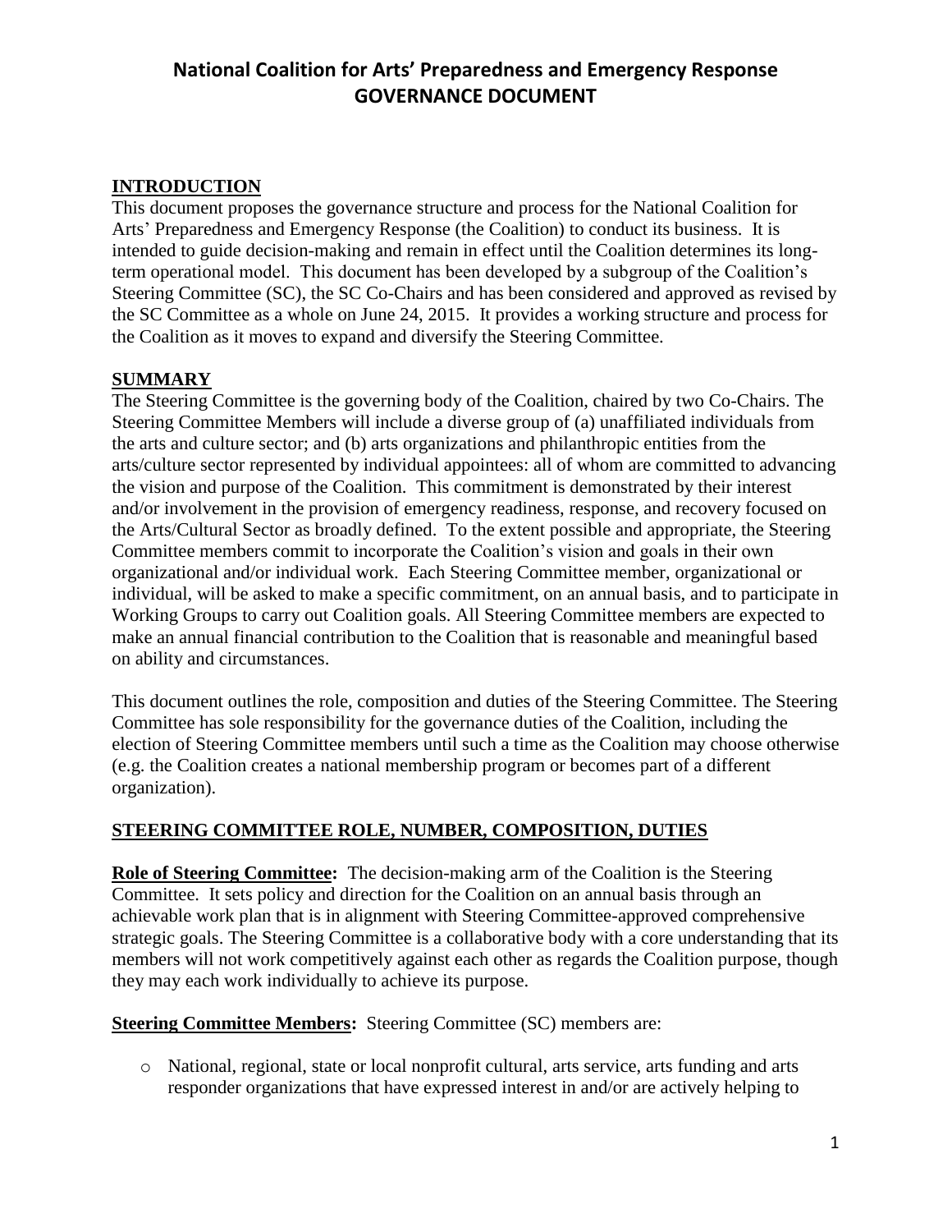# National Coalition for Arts' Preparedness and Emergency Response
# GOVERNANCE DOCUMENT

## INTRODUCTION

This document proposes the governance structure and process for the National Coalition for Arts' Preparedness and Emergency Response (the Coalition) to conduct its business. It is intended to guide decision-making and remain in effect until the Coalition determines its long-term operational model. This document has been developed by a subgroup of the Coalition's Steering Committee (SC), the SC Co-Chairs and has been considered and approved as revised by the SC Committee as a whole on June 24, 2015. It provides a working structure and process for the Coalition as it moves to expand and diversify the Steering Committee.

## SUMMARY

The Steering Committee is the governing body of the Coalition, chaired by two Co-Chairs. The Steering Committee Members will include a diverse group of (a) unaffiliated individuals from the arts and culture sector; and (b) arts organizations and philanthropic entities from the arts/culture sector represented by individual appointees: all of whom are committed to advancing the vision and purpose of the Coalition. This commitment is demonstrated by their interest and/or involvement in the provision of emergency readiness, response, and recovery focused on the Arts/Cultural Sector as broadly defined. To the extent possible and appropriate, the Steering Committee members commit to incorporate the Coalition's vision and goals in their own organizational and/or individual work. Each Steering Committee member, organizational or individual, will be asked to make a specific commitment, on an annual basis, and to participate in Working Groups to carry out Coalition goals. All Steering Committee members are expected to make an annual financial contribution to the Coalition that is reasonable and meaningful based on ability and circumstances.

This document outlines the role, composition and duties of the Steering Committee. The Steering Committee has sole responsibility for the governance duties of the Coalition, including the election of Steering Committee members until such a time as the Coalition may choose otherwise (e.g. the Coalition creates a national membership program or becomes part of a different organization).

## STEERING COMMITTEE ROLE, NUMBER, COMPOSITION, DUTIES

**Role of Steering Committee:** The decision-making arm of the Coalition is the Steering Committee. It sets policy and direction for the Coalition on an annual basis through an achievable work plan that is in alignment with Steering Committee-approved comprehensive strategic goals. The Steering Committee is a collaborative body with a core understanding that its members will not work competitively against each other as regards the Coalition purpose, though they may each work individually to achieve its purpose.

**Steering Committee Members:** Steering Committee (SC) members are:

- National, regional, state or local nonprofit cultural, arts service, arts funding and arts responder organizations that have expressed interest in and/or are actively helping to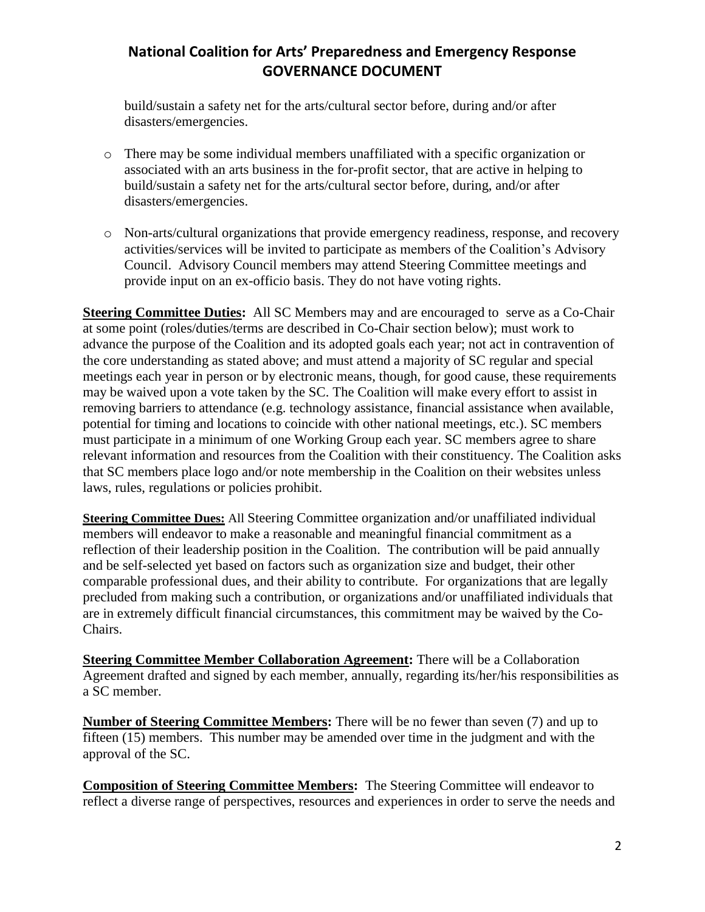build/sustain a safety net for the arts/cultural sector before, during and/or after disasters/emergencies.

- There may be some individual members unaffiliated with a specific organization or associated with an arts business in the for-profit sector, that are active in helping to build/sustain a safety net for the arts/cultural sector before, during, and/or after disasters/emergencies.

- Non-arts/cultural organizations that provide emergency readiness, response, and recovery activities/services will be invited to participate as members of the Coalition's Advisory Council. Advisory Council members may attend Steering Committee meetings and provide input on an ex-officio basis. They do not have voting rights.

**Steering Committee Duties:** All SC Members may and are encouraged to serve as a Co-Chair at some point (roles/duties/terms are described in Co-Chair section below); must work to advance the purpose of the Coalition and its adopted goals each year; not act in contravention of the core understanding as stated above; and must attend a majority of SC regular and special meetings each year in person or by electronic means, though, for good cause, these requirements may be waived upon a vote taken by the SC. The Coalition will make every effort to assist in removing barriers to attendance (e.g. technology assistance, financial assistance when available, potential for timing and locations to coincide with other national meetings, etc.). SC members must participate in a minimum of one Working Group each year. SC members agree to share relevant information and resources from the Coalition with their constituency. The Coalition asks that SC members place logo and/or note membership in the Coalition on their websites unless laws, rules, regulations or policies prohibit.

**Steering Committee Dues:** All Steering Committee organization and/or unaffiliated individual members will endeavor to make a reasonable and meaningful financial commitment as a reflection of their leadership position in the Coalition. The contribution will be paid annually and be self-selected yet based on factors such as organization size and budget, their other comparable professional dues, and their ability to contribute. For organizations that are legally precluded from making such a contribution, or organizations and/or unaffiliated individuals that are in extremely difficult financial circumstances, this commitment may be waived by the Co-Chairs.

**Steering Committee Member Collaboration Agreement:** There will be a Collaboration Agreement drafted and signed by each member, annually, regarding its/her/his responsibilities as a SC member.

**Number of Steering Committee Members:** There will be no fewer than seven (7) and up to fifteen (15) members. This number may be amended over time in the judgment and with the approval of the SC.

**Composition of Steering Committee Members:** The Steering Committee will endeavor to reflect a diverse range of perspectives, resources and experiences in order to serve the needs and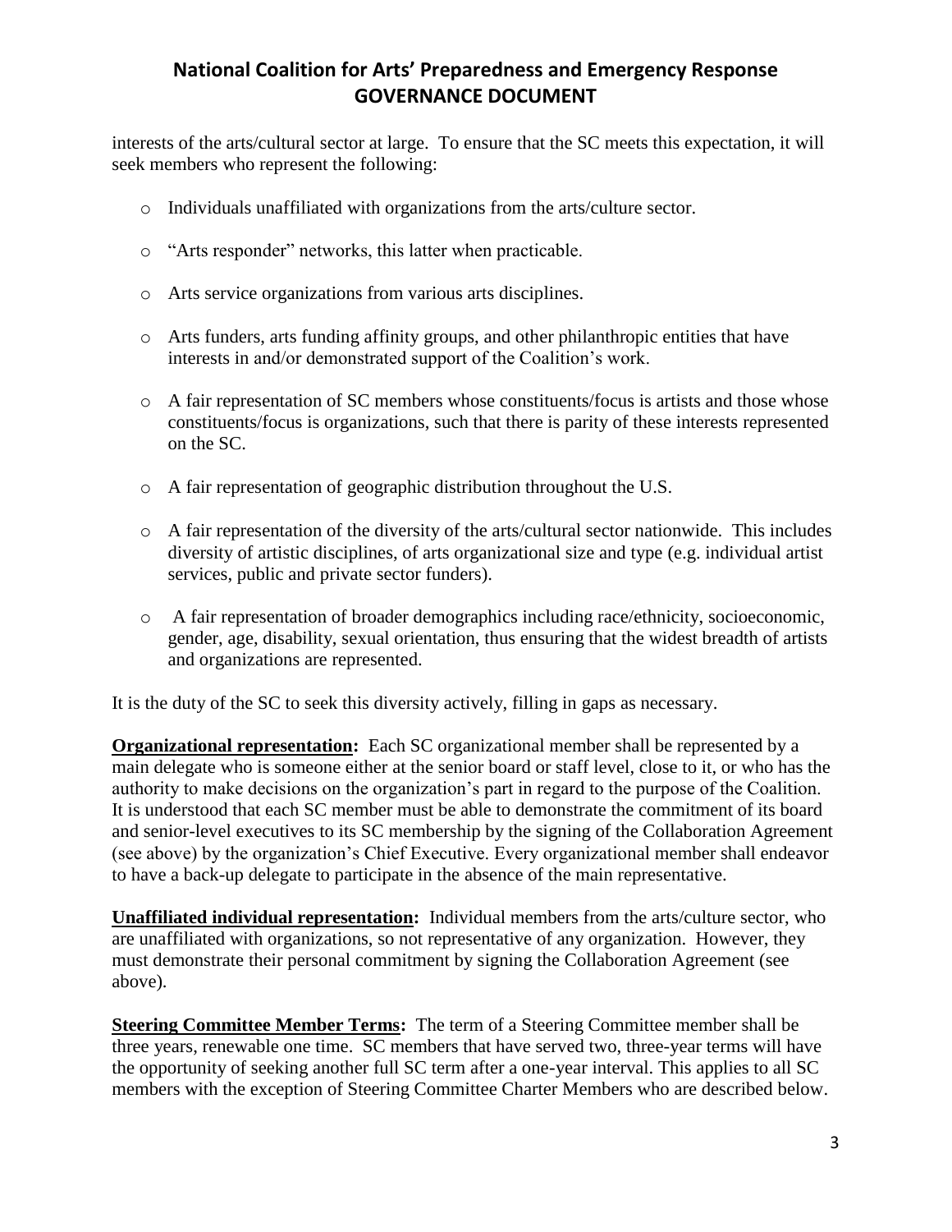interests of the arts/cultural sector at large. To ensure that the SC meets this expectation, it will seek members who represent the following:

- Individuals unaffiliated with organizations from the arts/culture sector.
- "Arts responder" networks, this latter when practicable.
- Arts service organizations from various arts disciplines.
- Arts funders, arts funding affinity groups, and other philanthropic entities that have interests in and/or demonstrated support of the Coalition's work.
- A fair representation of SC members whose constituents/focus is artists and those whose constituents/focus is organizations, such that there is parity of these interests represented on the SC.
- A fair representation of geographic distribution throughout the U.S.
- A fair representation of the diversity of the arts/cultural sector nationwide. This includes diversity of artistic disciplines, of arts organizational size and type (e.g. individual artist services, public and private sector funders).
- A fair representation of broader demographics including race/ethnicity, socioeconomic, gender, age, disability, sexual orientation, thus ensuring that the widest breadth of artists and organizations are represented.

It is the duty of the SC to seek this diversity actively, filling in gaps as necessary.

**Organizational representation:** Each SC organizational member shall be represented by a main delegate who is someone either at the senior board or staff level, close to it, or who has the authority to make decisions on the organization's part in regard to the purpose of the Coalition. It is understood that each SC member must be able to demonstrate the commitment of its board and senior-level executives to its SC membership by the signing of the Collaboration Agreement (see above) by the organization's Chief Executive. Every organizational member shall endeavor to have a back-up delegate to participate in the absence of the main representative.

**Unaffiliated individual representation:** Individual members from the arts/culture sector, who are unaffiliated with organizations, so not representative of any organization. However, they must demonstrate their personal commitment by signing the Collaboration Agreement (see above).

**Steering Committee Member Terms:** The term of a Steering Committee member shall be three years, renewable one time. SC members that have served two, three-year terms will have the opportunity of seeking another full SC term after a one-year interval. This applies to all SC members with the exception of Steering Committee Charter Members who are described below.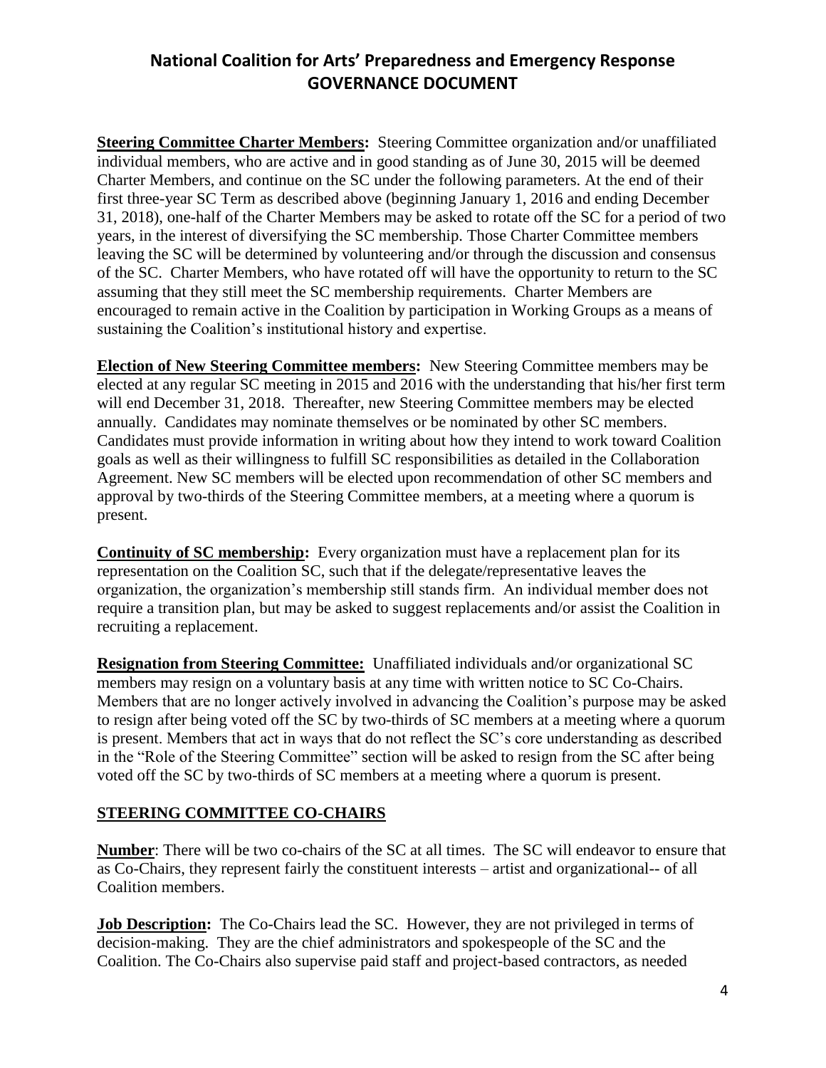**Steering Committee Charter Members:** Steering Committee organization and/or unaffiliated individual members, who are active and in good standing as of June 30, 2015 will be deemed Charter Members, and continue on the SC under the following parameters. At the end of their first three-year SC Term as described above (beginning January 1, 2016 and ending December 31, 2018), one-half of the Charter Members may be asked to rotate off the SC for a period of two years, in the interest of diversifying the SC membership. Those Charter Committee members leaving the SC will be determined by volunteering and/or through the discussion and consensus of the SC. Charter Members, who have rotated off will have the opportunity to return to the SC assuming that they still meet the SC membership requirements. Charter Members are encouraged to remain active in the Coalition by participation in Working Groups as a means of sustaining the Coalition's institutional history and expertise.

**Election of New Steering Committee members:** New Steering Committee members may be elected at any regular SC meeting in 2015 and 2016 with the understanding that his/her first term will end December 31, 2018. Thereafter, new Steering Committee members may be elected annually. Candidates may nominate themselves or be nominated by other SC members. Candidates must provide information in writing about how they intend to work toward Coalition goals as well as their willingness to fulfill SC responsibilities as detailed in the Collaboration Agreement. New SC members will be elected upon recommendation of other SC members and approval by two-thirds of the Steering Committee members, at a meeting where a quorum is present.

**Continuity of SC membership:** Every organization must have a replacement plan for its representation on the Coalition SC, such that if the delegate/representative leaves the organization, the organization's membership still stands firm. An individual member does not require a transition plan, but may be asked to suggest replacements and/or assist the Coalition in recruiting a replacement.

**Resignation from Steering Committee:** Unaffiliated individuals and/or organizational SC members may resign on a voluntary basis at any time with written notice to SC Co-Chairs. Members that are no longer actively involved in advancing the Coalition's purpose may be asked to resign after being voted off the SC by two-thirds of SC members at a meeting where a quorum is present. Members that act in ways that do not reflect the SC's core understanding as described in the "Role of the Steering Committee" section will be asked to resign from the SC after being voted off the SC by two-thirds of SC members at a meeting where a quorum is present.

## STEERING COMMITTEE CO-CHAIRS

**Number**: There will be two co-chairs of the SC at all times. The SC will endeavor to ensure that as Co-Chairs, they represent fairly the constituent interests – artist and organizational-- of all Coalition members.

**Job Description:** The Co-Chairs lead the SC. However, they are not privileged in terms of decision-making. They are the chief administrators and spokespeople of the SC and the Coalition. The Co-Chairs also supervise paid staff and project-based contractors, as needed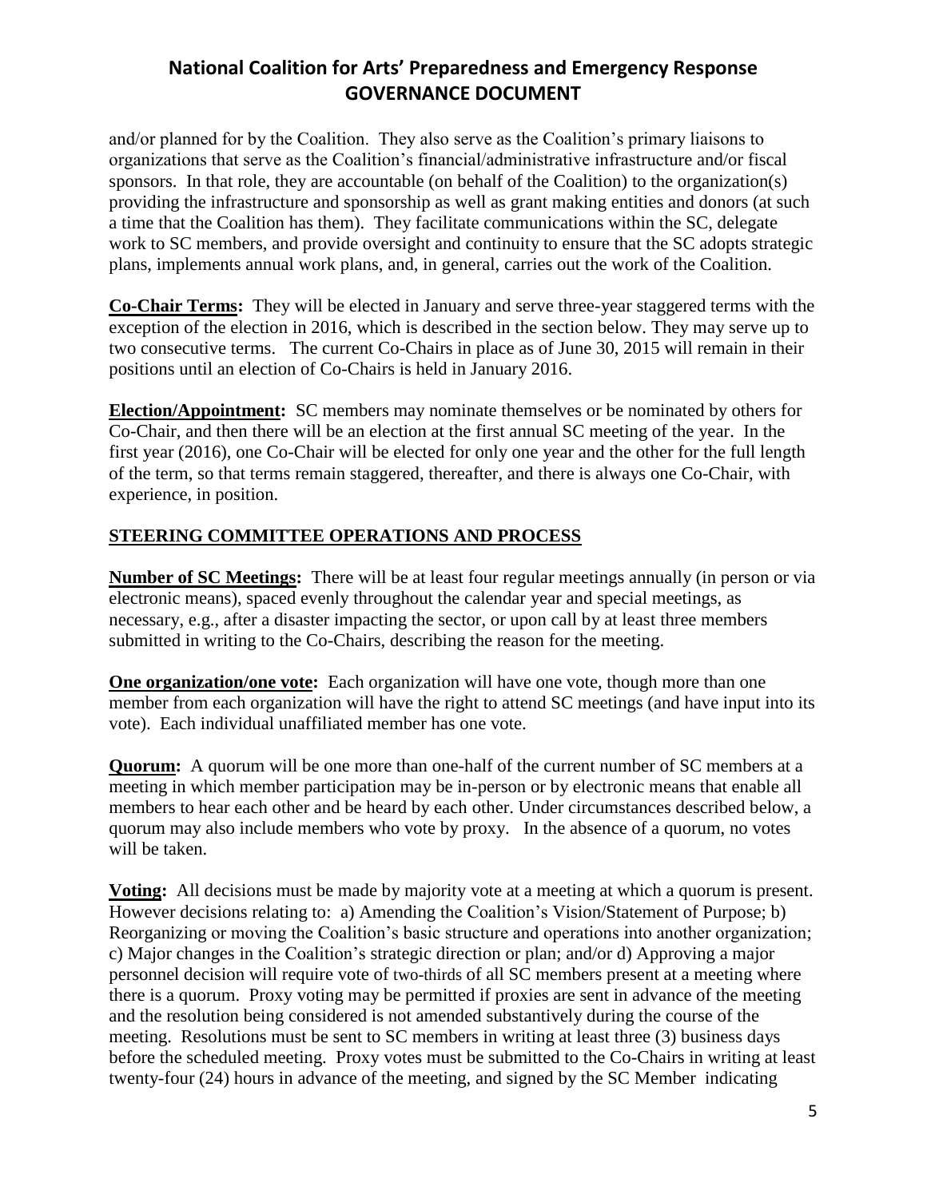and/or planned for by the Coalition. They also serve as the Coalition's primary liaisons to organizations that serve as the Coalition's financial/administrative infrastructure and/or fiscal sponsors. In that role, they are accountable (on behalf of the Coalition) to the organization(s) providing the infrastructure and sponsorship as well as grant making entities and donors (at such a time that the Coalition has them). They facilitate communications within the SC, delegate work to SC members, and provide oversight and continuity to ensure that the SC adopts strategic plans, implements annual work plans, and, in general, carries out the work of the Coalition.

**Co-Chair Terms:** They will be elected in January and serve three-year staggered terms with the exception of the election in 2016, which is described in the section below. They may serve up to two consecutive terms. The current Co-Chairs in place as of June 30, 2015 will remain in their positions until an election of Co-Chairs is held in January 2016.

**Election/Appointment:** SC members may nominate themselves or be nominated by others for Co-Chair, and then there will be an election at the first annual SC meeting of the year. In the first year (2016), one Co-Chair will be elected for only one year and the other for the full length of the term, so that terms remain staggered, thereafter, and there is always one Co-Chair, with experience, in position.

## STEERING COMMITTEE OPERATIONS AND PROCESS

**Number of SC Meetings:** There will be at least four regular meetings annually (in person or via electronic means), spaced evenly throughout the calendar year and special meetings, as necessary, e.g., after a disaster impacting the sector, or upon call by at least three members submitted in writing to the Co-Chairs, describing the reason for the meeting.

**One organization/one vote:** Each organization will have one vote, though more than one member from each organization will have the right to attend SC meetings (and have input into its vote). Each individual unaffiliated member has one vote.

**Quorum:** A quorum will be one more than one-half of the current number of SC members at a meeting in which member participation may be in-person or by electronic means that enable all members to hear each other and be heard by each other. Under circumstances described below, a quorum may also include members who vote by proxy. In the absence of a quorum, no votes will be taken.

**Voting:** All decisions must be made by majority vote at a meeting at which a quorum is present. However decisions relating to: a) Amending the Coalition's Vision/Statement of Purpose; b) Reorganizing or moving the Coalition's basic structure and operations into another organization; c) Major changes in the Coalition's strategic direction or plan; and/or d) Approving a major personnel decision will require vote of two-thirds of all SC members present at a meeting where there is a quorum. Proxy voting may be permitted if proxies are sent in advance of the meeting and the resolution being considered is not amended substantively during the course of the meeting. Resolutions must be sent to SC members in writing at least three (3) business days before the scheduled meeting. Proxy votes must be submitted to the Co-Chairs in writing at least twenty-four (24) hours in advance of the meeting, and signed by the SC Member indicating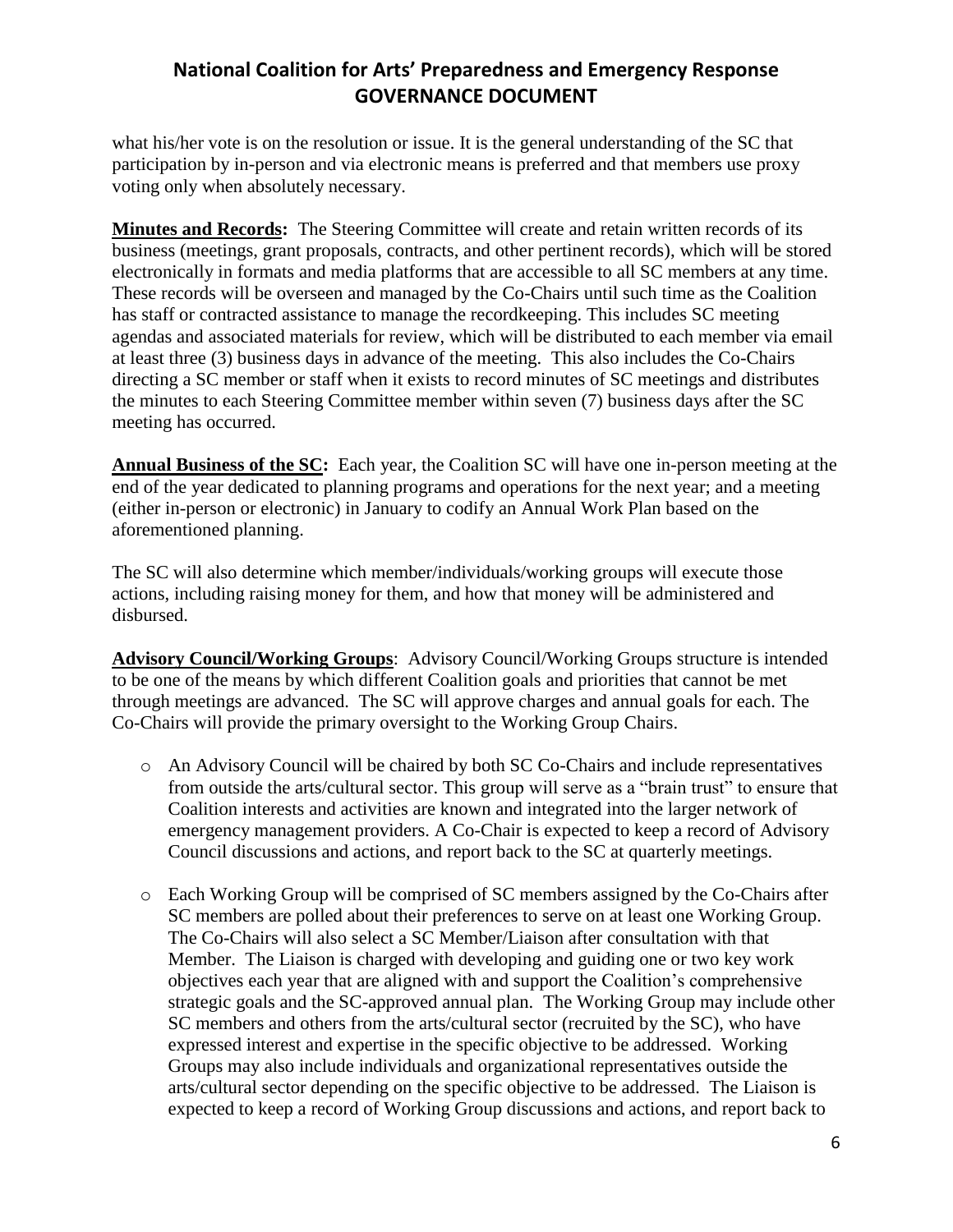what his/her vote is on the resolution or issue. It is the general understanding of the SC that participation by in-person and via electronic means is preferred and that members use proxy voting only when absolutely necessary.

**Minutes and Records:** The Steering Committee will create and retain written records of its business (meetings, grant proposals, contracts, and other pertinent records), which will be stored electronically in formats and media platforms that are accessible to all SC members at any time. These records will be overseen and managed by the Co-Chairs until such time as the Coalition has staff or contracted assistance to manage the recordkeeping. This includes SC meeting agendas and associated materials for review, which will be distributed to each member via email at least three (3) business days in advance of the meeting. This also includes the Co-Chairs directing a SC member or staff when it exists to record minutes of SC meetings and distributes the minutes to each Steering Committee member within seven (7) business days after the SC meeting has occurred.

**Annual Business of the SC:** Each year, the Coalition SC will have one in-person meeting at the end of the year dedicated to planning programs and operations for the next year; and a meeting (either in-person or electronic) in January to codify an Annual Work Plan based on the aforementioned planning.

The SC will also determine which member/individuals/working groups will execute those actions, including raising money for them, and how that money will be administered and disbursed.

**Advisory Council/Working Groups**: Advisory Council/Working Groups structure is intended to be one of the means by which different Coalition goals and priorities that cannot be met through meetings are advanced. The SC will approve charges and annual goals for each. The Co-Chairs will provide the primary oversight to the Working Group Chairs.

- An Advisory Council will be chaired by both SC Co-Chairs and include representatives from outside the arts/cultural sector. This group will serve as a "brain trust" to ensure that Coalition interests and activities are known and integrated into the larger network of emergency management providers. A Co-Chair is expected to keep a record of Advisory Council discussions and actions, and report back to the SC at quarterly meetings.

- Each Working Group will be comprised of SC members assigned by the Co-Chairs after SC members are polled about their preferences to serve on at least one Working Group. The Co-Chairs will also select a SC Member/Liaison after consultation with that Member. The Liaison is charged with developing and guiding one or two key work objectives each year that are aligned with and support the Coalition's comprehensive strategic goals and the SC-approved annual plan. The Working Group may include other SC members and others from the arts/cultural sector (recruited by the SC), who have expressed interest and expertise in the specific objective to be addressed. Working Groups may also include individuals and organizational representatives outside the arts/cultural sector depending on the specific objective to be addressed. The Liaison is expected to keep a record of Working Group discussions and actions, and report back to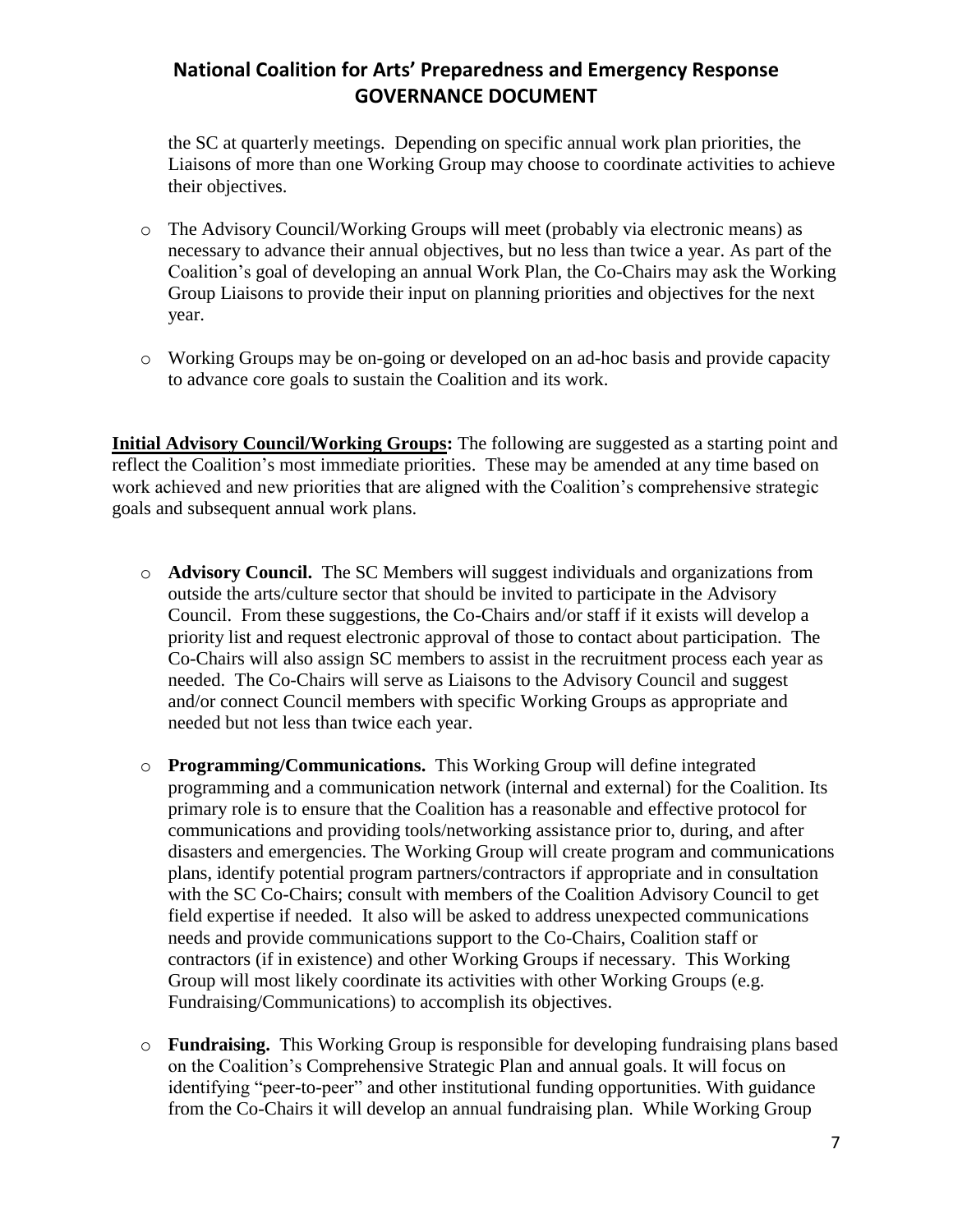the SC at quarterly meetings. Depending on specific annual work plan priorities, the Liaisons of more than one Working Group may choose to coordinate activities to achieve their objectives.

- The Advisory Council/Working Groups will meet (probably via electronic means) as necessary to advance their annual objectives, but no less than twice a year. As part of the Coalition's goal of developing an annual Work Plan, the Co-Chairs may ask the Working Group Liaisons to provide their input on planning priorities and objectives for the next year.

- Working Groups may be on-going or developed on an ad-hoc basis and provide capacity to advance core goals to sustain the Coalition and its work.

**Initial Advisory Council/Working Groups:** The following are suggested as a starting point and reflect the Coalition's most immediate priorities. These may be amended at any time based on work achieved and new priorities that are aligned with the Coalition's comprehensive strategic goals and subsequent annual work plans.

- **Advisory Council.** The SC Members will suggest individuals and organizations from outside the arts/culture sector that should be invited to participate in the Advisory Council. From these suggestions, the Co-Chairs and/or staff if it exists will develop a priority list and request electronic approval of those to contact about participation. The Co-Chairs will also assign SC members to assist in the recruitment process each year as needed. The Co-Chairs will serve as Liaisons to the Advisory Council and suggest and/or connect Council members with specific Working Groups as appropriate and needed but not less than twice each year.

- **Programming/Communications.** This Working Group will define integrated programming and a communication network (internal and external) for the Coalition. Its primary role is to ensure that the Coalition has a reasonable and effective protocol for communications and providing tools/networking assistance prior to, during, and after disasters and emergencies. The Working Group will create program and communications plans, identify potential program partners/contractors if appropriate and in consultation with the SC Co-Chairs; consult with members of the Coalition Advisory Council to get field expertise if needed. It also will be asked to address unexpected communications needs and provide communications support to the Co-Chairs, Coalition staff or contractors (if in existence) and other Working Groups if necessary. This Working Group will most likely coordinate its activities with other Working Groups (e.g. Fundraising/Communications) to accomplish its objectives.

- **Fundraising.** This Working Group is responsible for developing fundraising plans based on the Coalition's Comprehensive Strategic Plan and annual goals. It will focus on identifying "peer-to-peer" and other institutional funding opportunities. With guidance from the Co-Chairs it will develop an annual fundraising plan. While Working Group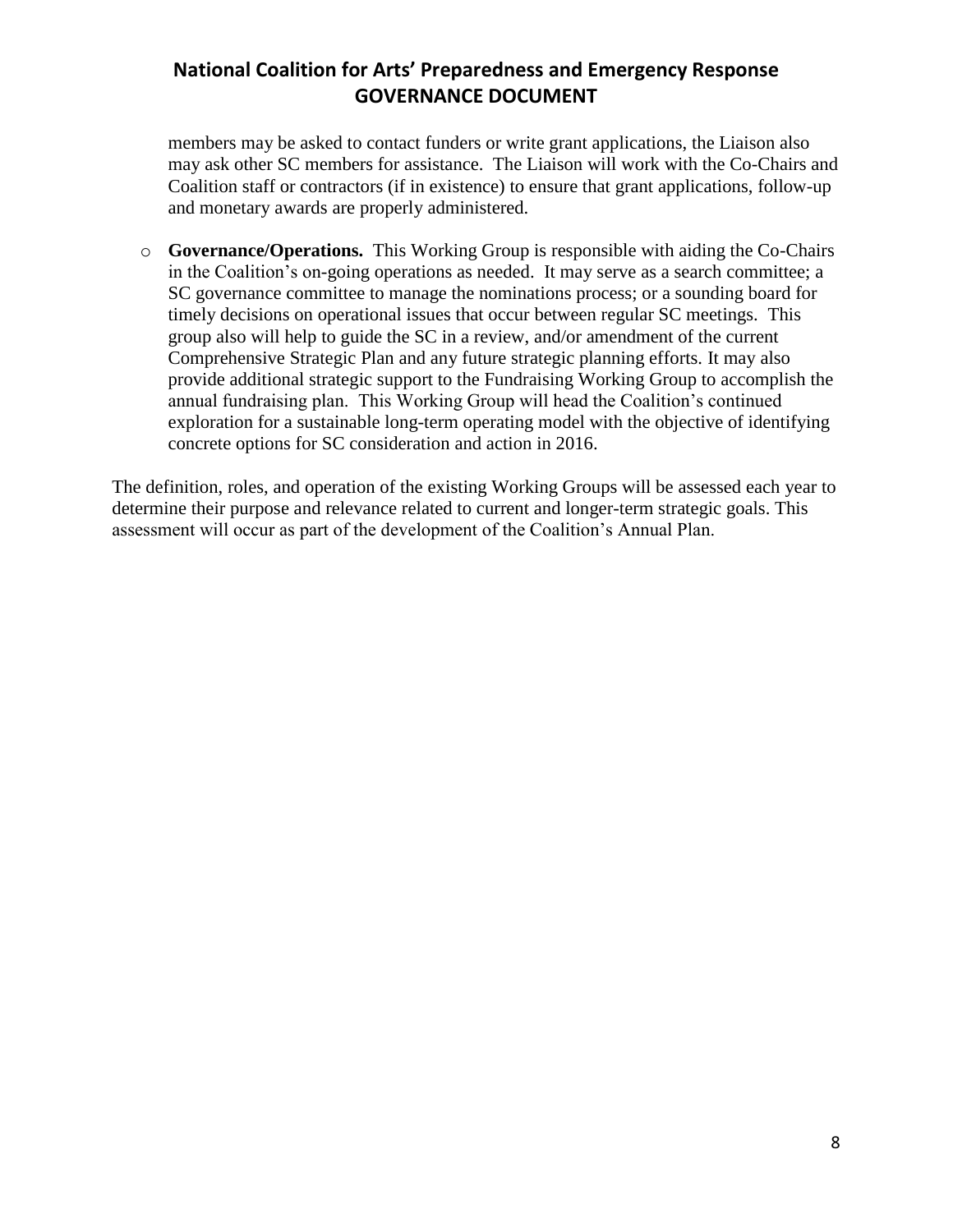members may be asked to contact funders or write grant applications, the Liaison also may ask other SC members for assistance. The Liaison will work with the Co-Chairs and Coalition staff or contractors (if in existence) to ensure that grant applications, follow-up and monetary awards are properly administered.

- **Governance/Operations.** This Working Group is responsible with aiding the Co-Chairs in the Coalition's on-going operations as needed. It may serve as a search committee; a SC governance committee to manage the nominations process; or a sounding board for timely decisions on operational issues that occur between regular SC meetings. This group also will help to guide the SC in a review, and/or amendment of the current Comprehensive Strategic Plan and any future strategic planning efforts. It may also provide additional strategic support to the Fundraising Working Group to accomplish the annual fundraising plan. This Working Group will head the Coalition's continued exploration for a sustainable long-term operating model with the objective of identifying concrete options for SC consideration and action in 2016.

The definition, roles, and operation of the existing Working Groups will be assessed each year to determine their purpose and relevance related to current and longer-term strategic goals. This assessment will occur as part of the development of the Coalition's Annual Plan.